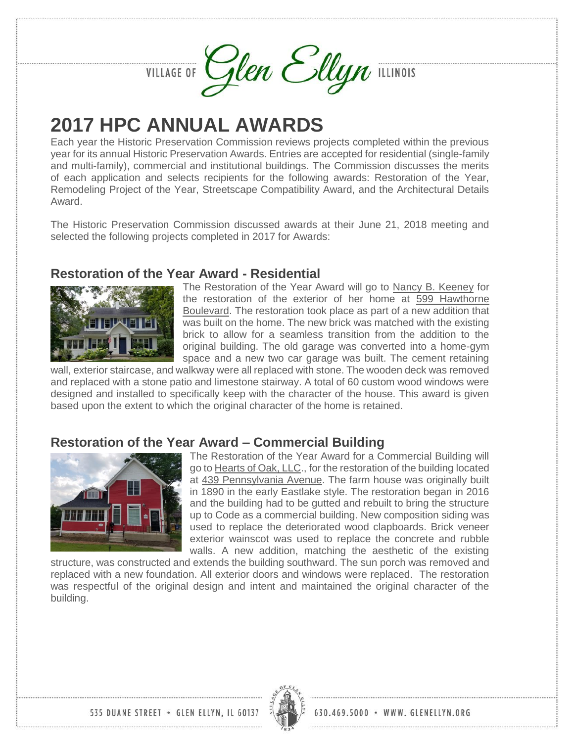# 2017 HPC ANNUAL AWARDS

Each year the Historic Preservation Commission reviews projects completed within the previous year for its annual Historic Preservation Awards. Entries are accepted for residential (single-family and multi-family), commercial and institutional buildings. The Commission discusses the merits of each application and selects recipients for the following awards: Restoration of the Year, Remodeling Project of the Year, Streetscape Compatibility Award, and the Architectural Details Award.

The Historic Preservation Commission discussed awards at their June 21, 2018 meeting and selected the following projects completed in 2017 for Awards:

## Restoration of the Year Award - Residential

The Restoration of the Year Award will go to Nancy B. Keeney for the restoration of the exterior of her home at 599 Hawthorne Boulevard. The restoration took place as part of a new addition that was built on the home. The new brick was matched with the existing brick to allow for a seamless transition from the addition to the original building. The old garage was converted into a home-gym space and a new two car garage was built. The cement retaining wall, exterior staircase, and walkway were all replaced with stone. The wooden deck was removed and replaced with a stone patio and limestone stairway. A total of 60 custom wood windows were designed and installed to specifically keep with the character of the house. This award is given based upon the extent to which the original character of the home is retained.

## Restoration of the Year Award – Commercial Building

The Restoration of the Year Award for a Commercial Building will go to Hearts of Oak, LLC., for the restoration of the building located at 439 Pennsylvania Avenue. The farm house was originally built in 1890 in the early Eastlake style. The restoration began in 2016 and the building had to be gutted and rebuilt to bring the structure up to Code as a commercial building. New composition siding was used to replace the deteriorated wood clapboards. Brick veneer exterior wainscot was used to replace the concrete and rubble walls. A new addition, matching the aesthetic of the existing structure, was constructed and extends the building southward. The sun porch was removed and replaced with a new foundation. All exterior doors and windows were replaced. The restoration was respectful of the original design and intent and maintained the original character of the building.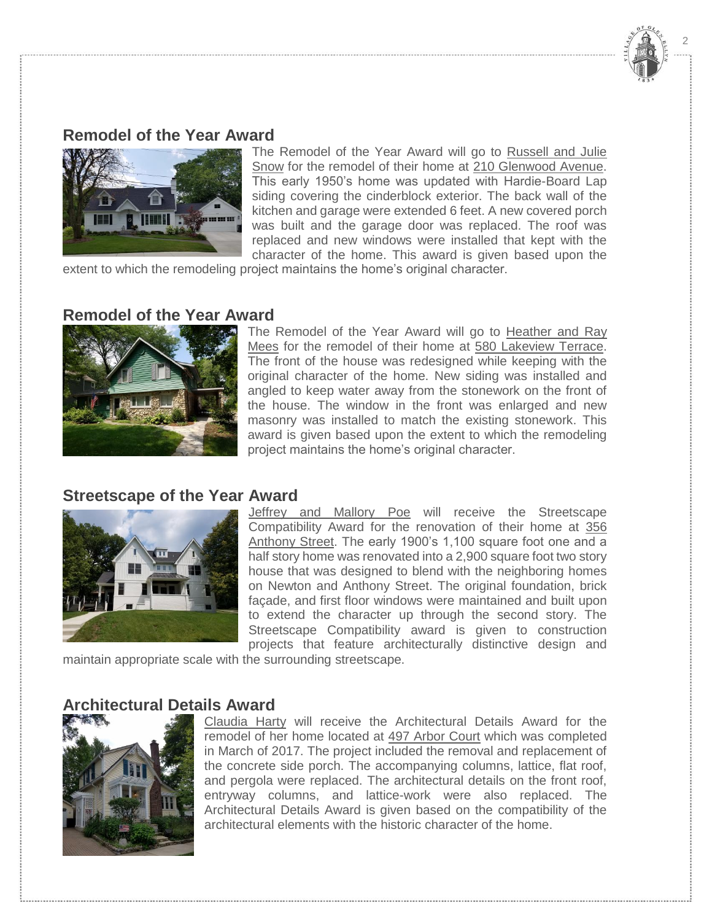## Remodel of the Year Award

The Remodel of the Year Award will go to Russell and Julie Snow for the remodel of their home at 210 Glenwood Avenue. This early 1950's home was updated with Hardie-Board Lap siding covering the cinderblock exterior. The back wall of the kitchen and garage were extended 6 feet. A new covered porch was built and the garage door was replaced. The roof was replaced and new windows were installed that kept with the character of the home. This award is given based upon the extent to which the remodeling project maintains the home's original character.

## Remodel of the Year Award

The Remodel of the Year Award will go to Heather and Ray Mees for the remodel of their home at 580 Lakeview Terrace. The front of the house was redesigned while keeping with the original character of the home. New siding was installed and angled to keep water away from the stonework on the front of the house. The window in the front was enlarged and new masonry was installed to match the existing stonework. This award is given based upon the extent to which the remodeling project maintains the home's original character.

## Streetscape of the Year Award

Jeffrey and Mallory Poe will receive the Streetscape Compatibility Award for the renovation of their home at 356 Anthony Street. The early 1900's 1,100 square foot one and a half story home was renovated into a 2,900 square foot two story house that was designed to blend with the neighboring homes on Newton and Anthony Street. The original foundation, brick façade, and first floor windows were maintained and built upon to extend the character up through the second story. The Streetscape Compatibility award is given to construction projects that feature architecturally distinctive design and maintain appropriate scale with the surrounding streetscape.

## Architectural Details Award

Claudia Harty will receive the Architectural Details Award for the remodel of her home located at 497 Arbor Court which was completed in March of 2017. The project included the removal and replacement of the concrete side porch. The accompanying columns, lattice, flat roof, and pergola were replaced. The architectural details on the front roof, entryway columns, and lattice-work were also replaced. The Architectural Details Award is given based on the compatibility of the architectural elements with the historic character of the home.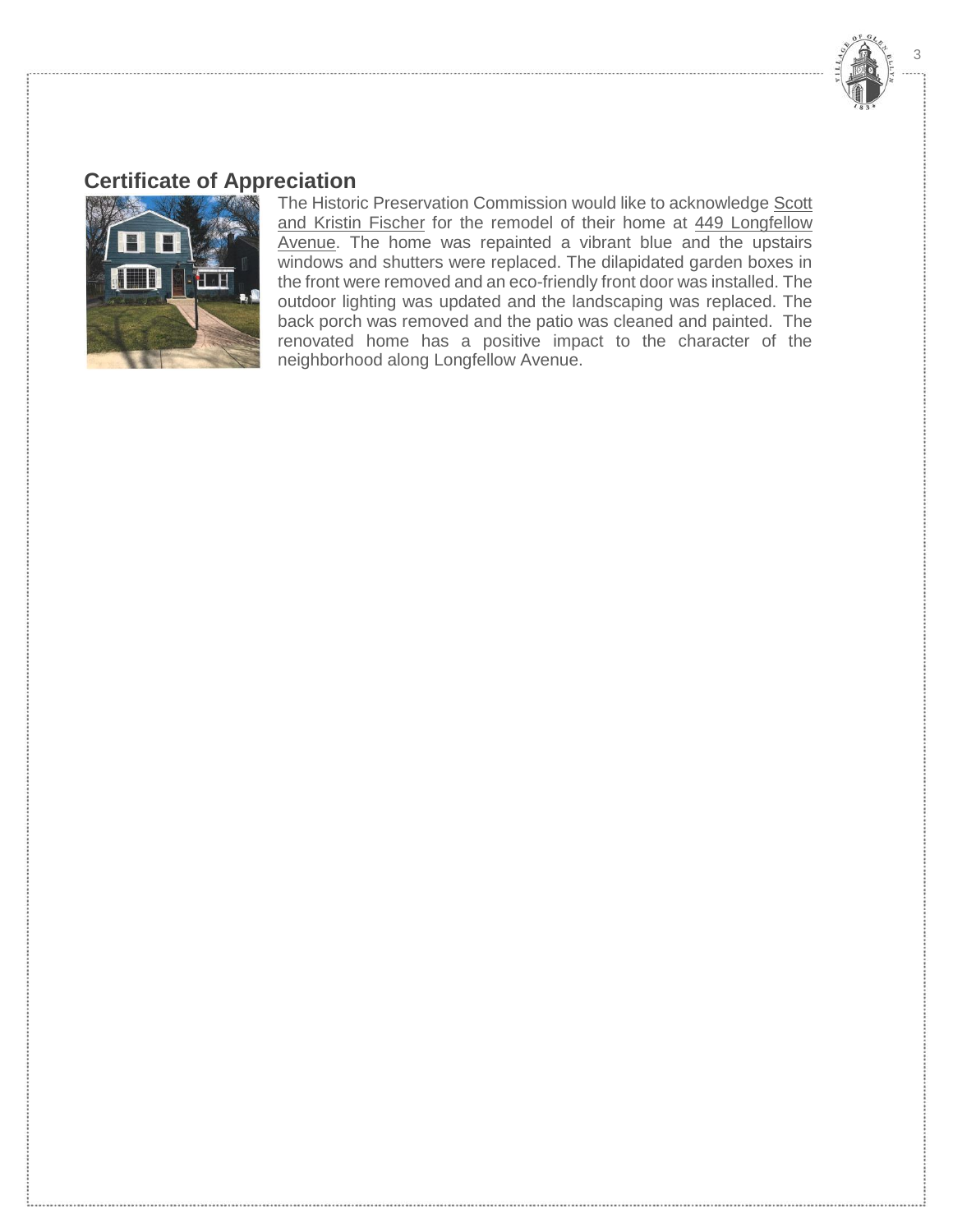## Certificate of Appreciation

The Historic Preservation Commission would like to acknowledge Scott and Kristin Fischer for the remodel of their home at 449 Longfellow Avenue. The home was repainted a vibrant blue and the upstairs windows and shutters were replaced. The dilapidated garden boxes in the front were removed and an eco-friendly front door was installed. The outdoor lighting was updated and the landscaping was replaced. The back porch was removed and the patio was cleaned and painted. The renovated home has a positive impact to the character of the neighborhood along Longfellow Avenue.